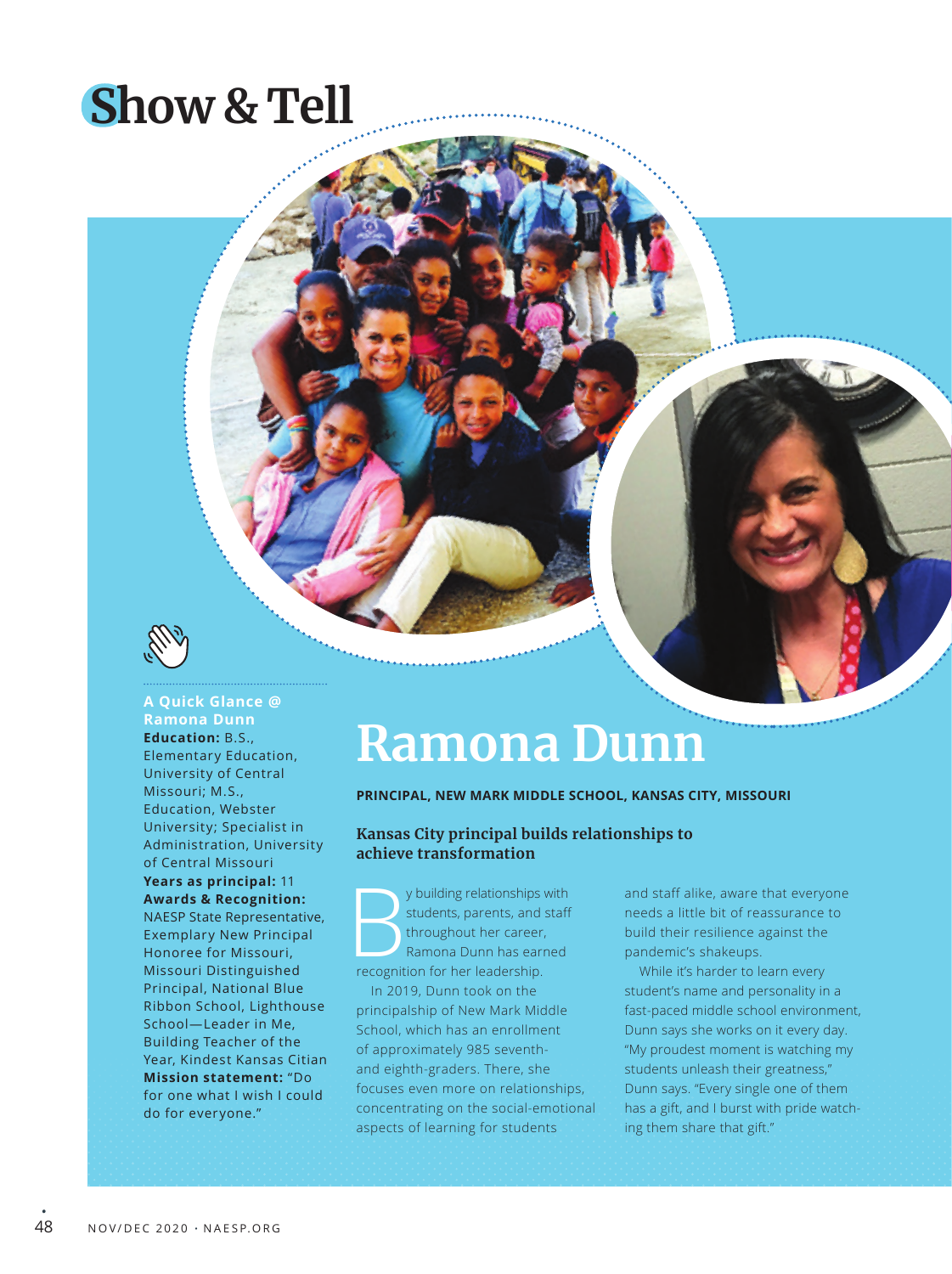# Show & Tell

**A Quick Glance @ Ramona Dunn**

**Education:** B.S., Elementary Education, University of Central Missouri; M.S., Education, Webster University; Specialist in Administration, University of Central Missouri

**Years as principal:** 11

**Awards & Recognition:** NAESP State Representative, Exemplary New Principal Honoree for Missouri, Missouri Distinguished Principal, National Blue Ribbon School, Lighthouse School—Leader in Me, Building Teacher of the Year, Kindest Kansas Citian

**Mission statement:** "Do for one what I wish I could do for everyone."

## Ramona Dunn

**PRINCIPAL, NEW MARK MIDDLE SCHOOL, KANSAS CITY, MISSOURI**

### Kansas City principal builds relationships to achieve transformation

By building relationships with students, parents, and staff throughout her career, Ramona Dunn has earned recognition for her leadership.

In 2019, Dunn took on the principalship of New Mark Middle School, which has an enrollment of approximately 985 seventh- and eighth-graders. There, she focuses even more on relationships, concentrating on the social-emotional aspects of learning for students and staff alike, aware that everyone needs a little bit of reassurance to build their resilience against the pandemic's shakeups.

While it's harder to learn every student's name and personality in a fast-paced middle school environment, Dunn says she works on it every day. "My proudest moment is watching my students unleash their greatness," Dunn says. "Every single one of them has a gift, and I burst with pride watching them share that gift."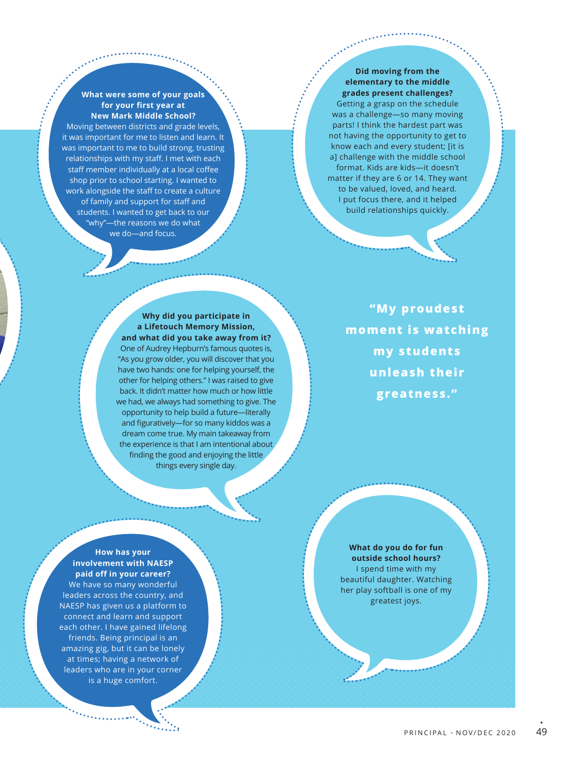**What were some of your goals for your first year at New Mark Middle School?**
Moving between districts and grade levels, it was important for me to listen and learn. It was important to me to build strong, trusting relationships with my staff. I met with each staff member individually at a local coffee shop prior to school starting. I wanted to work alongside the staff to create a culture of family and support for staff and students. I wanted to get back to our "why"—the reasons we do what we do—and focus.

**Did moving from the elementary to the middle grades present challenges?**
Getting a grasp on the schedule was a challenge—so many moving parts! I think the hardest part was not having the opportunity to get to know each and every student; [it is a] challenge with the middle school format. Kids are kids—it doesn't matter if they are 6 or 14. They want to be valued, loved, and heard. I put focus there, and it helped build relationships quickly.

**Why did you participate in a Lifetouch Memory Mission, and what did you take away from it?**
One of Audrey Hepburn's famous quotes is, "As you grow older, you will discover that you have two hands: one for helping yourself, the other for helping others." I was raised to give back. It didn't matter how much or how little we had, we always had something to give. The opportunity to help build a future—literally and figuratively—for so many kiddos was a dream come true. My main takeaway from the experience is that I am intentional about finding the good and enjoying the little things every single day.

**"My proudest moment is watching my students unleash their greatness."**

**How has your involvement with NAESP paid off in your career?**
We have so many wonderful leaders across the country, and NAESP has given us a platform to connect and learn and support each other. I have gained lifelong friends. Being principal is an amazing gig, but it can be lonely at times; having a network of leaders who are in your corner is a huge comfort.

**What do you do for fun outside school hours?**
I spend time with my beautiful daughter. Watching her play softball is one of my greatest joys.